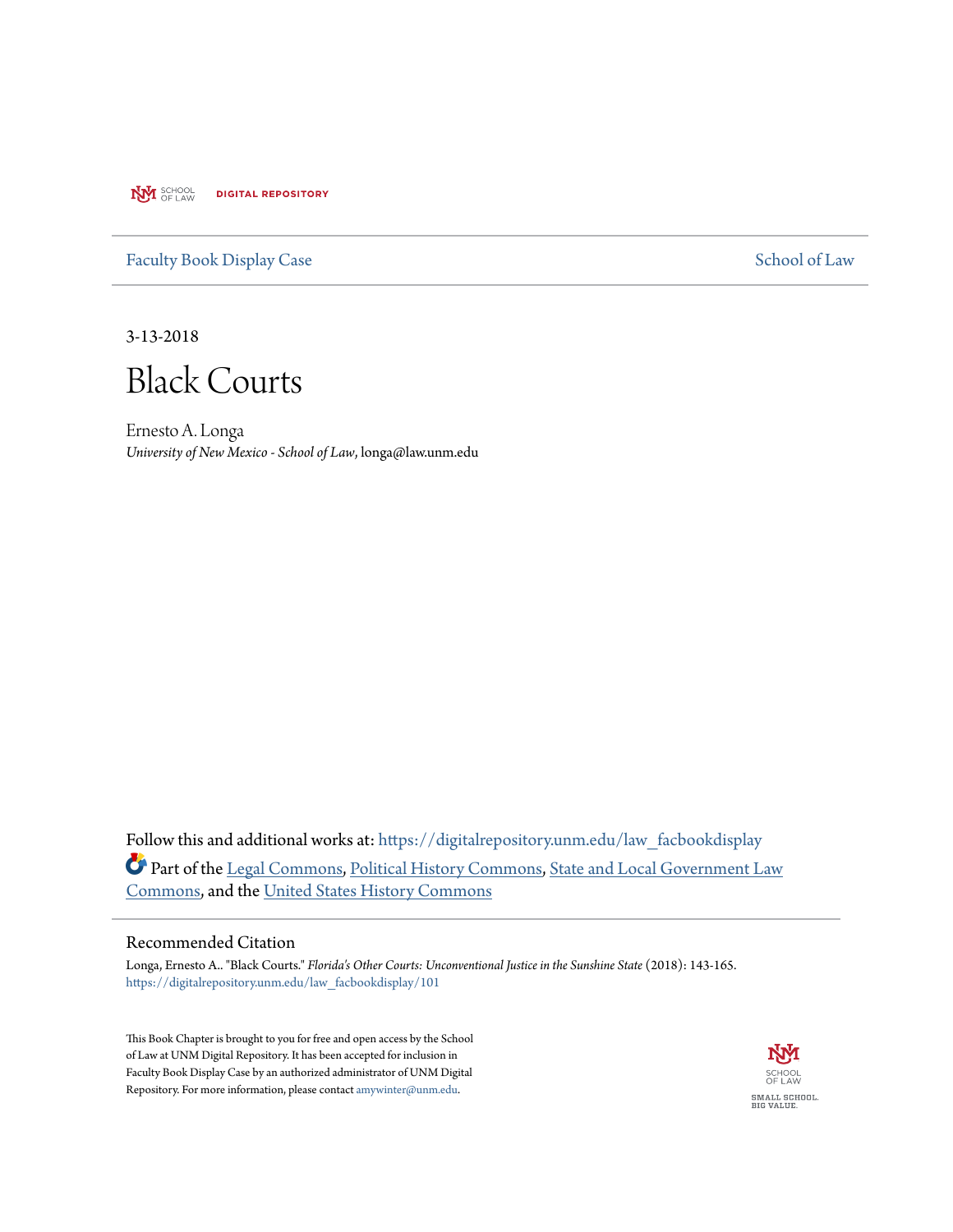UNM SCHOOL OF LAW DIGITAL REPOSITORY

Faculty Book Display Case | School of Law

3-13-2018

# Black Courts

Ernesto A. Longa
*University of New Mexico - School of Law*, longa@law.unm.edu

Follow this and additional works at: https://digitalrepository.unm.edu/law_facbookdisplay

Part of the Legal Commons, Political History Commons, State and Local Government Law Commons, and the United States History Commons

## Recommended Citation

Longa, Ernesto A.. "Black Courts." *Florida's Other Courts: Unconventional Justice in the Sunshine State* (2018): 143-165.
https://digitalrepository.unm.edu/law_facbookdisplay/101

This Book Chapter is brought to you for free and open access by the School of Law at UNM Digital Repository. It has been accepted for inclusion in Faculty Book Display Case by an authorized administrator of UNM Digital Repository. For more information, please contact amywinter@unm.edu.

SCHOOL OF LAW
SMALL SCHOOL. BIG VALUE.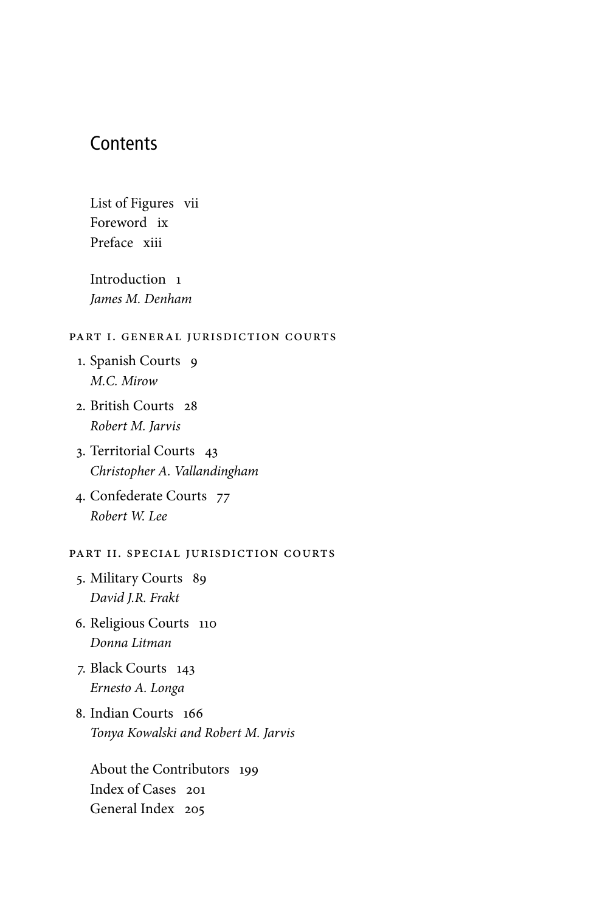# Contents

List of Figures vii
Foreword ix
Preface xiii

Introduction 1
*James M. Denham*

## Part I. General Jurisdiction Courts

1. Spanish Courts 9
   *M.C. Mirow*
2. British Courts 28
   *Robert M. Jarvis*
3. Territorial Courts 43
   *Christopher A. Vallandingham*
4. Confederate Courts 77
   *Robert W. Lee*

## Part II. Special Jurisdiction Courts

5. Military Courts 89
   *David J.R. Frakt*
6. Religious Courts 110
   *Donna Litman*
7. Black Courts 143
   *Ernesto A. Longa*
8. Indian Courts 166
   *Tonya Kowalski and Robert M. Jarvis*

About the Contributors 199
Index of Cases 201
General Index 205